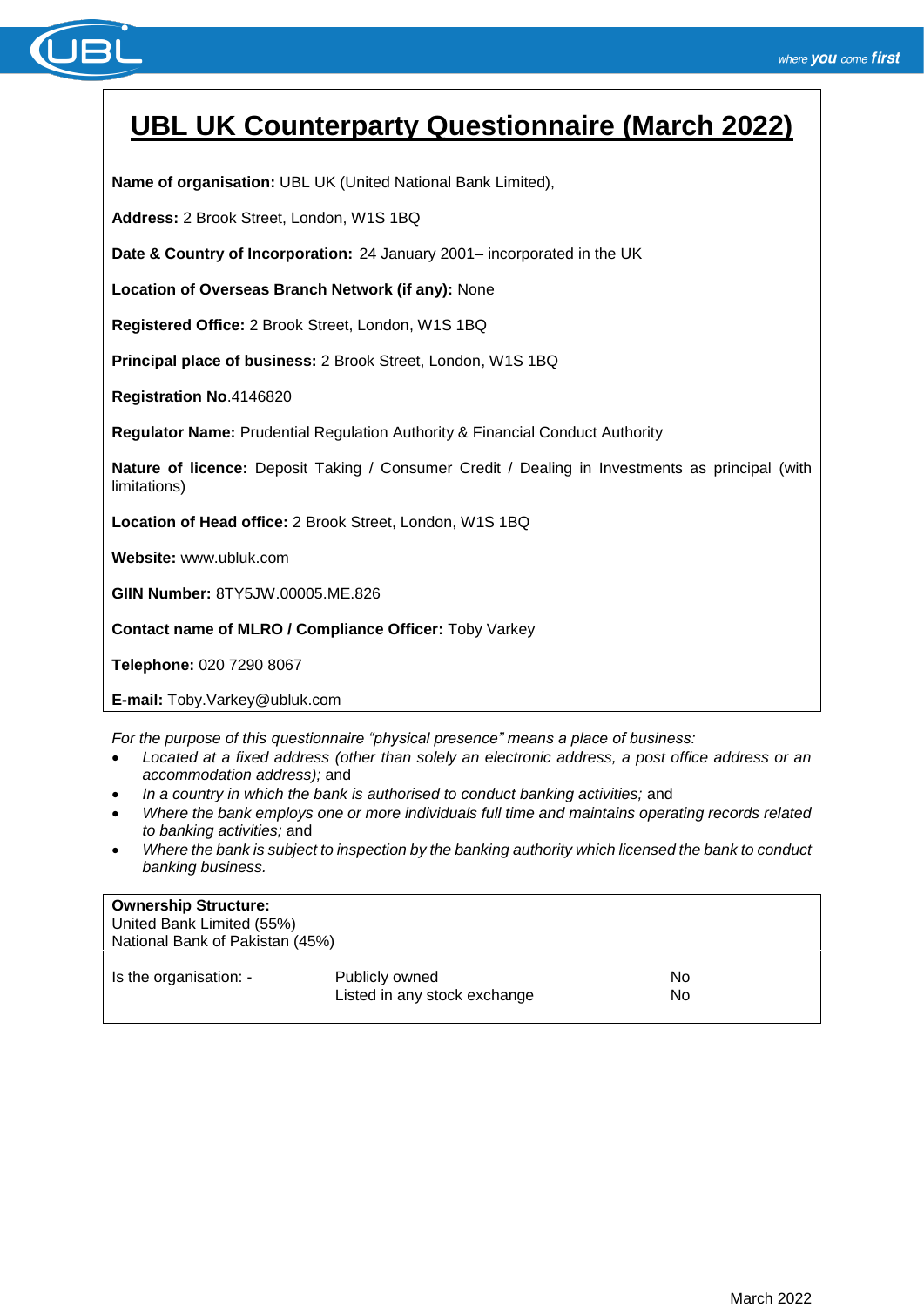# UBL UK Counterparty Questionnaire (March 2022)

**Name of organisation:** UBL UK (United National Bank Limited),

**Address:** 2 Brook Street, London, W1S 1BQ

**Date & Country of Incorporation:** 24 January 2001– incorporated in the UK

**Location of Overseas Branch Network (if any):** None

**Registered Office:** 2 Brook Street, London, W1S 1BQ

**Principal place of business:** 2 Brook Street, London, W1S 1BQ

**Registration No**.4146820

**Regulator Name:** Prudential Regulation Authority & Financial Conduct Authority

**Nature of licence:** Deposit Taking / Consumer Credit / Dealing in Investments as principal (with limitations)

**Location of Head office:** 2 Brook Street, London, W1S 1BQ

**Website:** www.ubluk.com

**GIIN Number:** 8TY5JW.00005.ME.826

**Contact name of MLRO / Compliance Officer:** Toby Varkey

**Telephone:** 020 7290 8067

**E-mail:** Toby.Varkey@ubluk.com

*For the purpose of this questionnaire "physical presence" means a place of business:*

- *Located at a fixed address (other than solely an electronic address, a post office address or an accommodation address);* and
- *In a country in which the bank is authorised to conduct banking activities;* and
- *Where the bank employs one or more individuals full time and maintains operating records related to banking activities;* and
- *Where the bank is subject to inspection by the banking authority which licensed the bank to conduct banking business.*

**Ownership Structure:**
United Bank Limited (55%)
National Bank of Pakistan (45%)

| Is the organisation: - | Publicly owned | No |
|---|---|---|
| | Listed in any stock exchange | No |

March 2022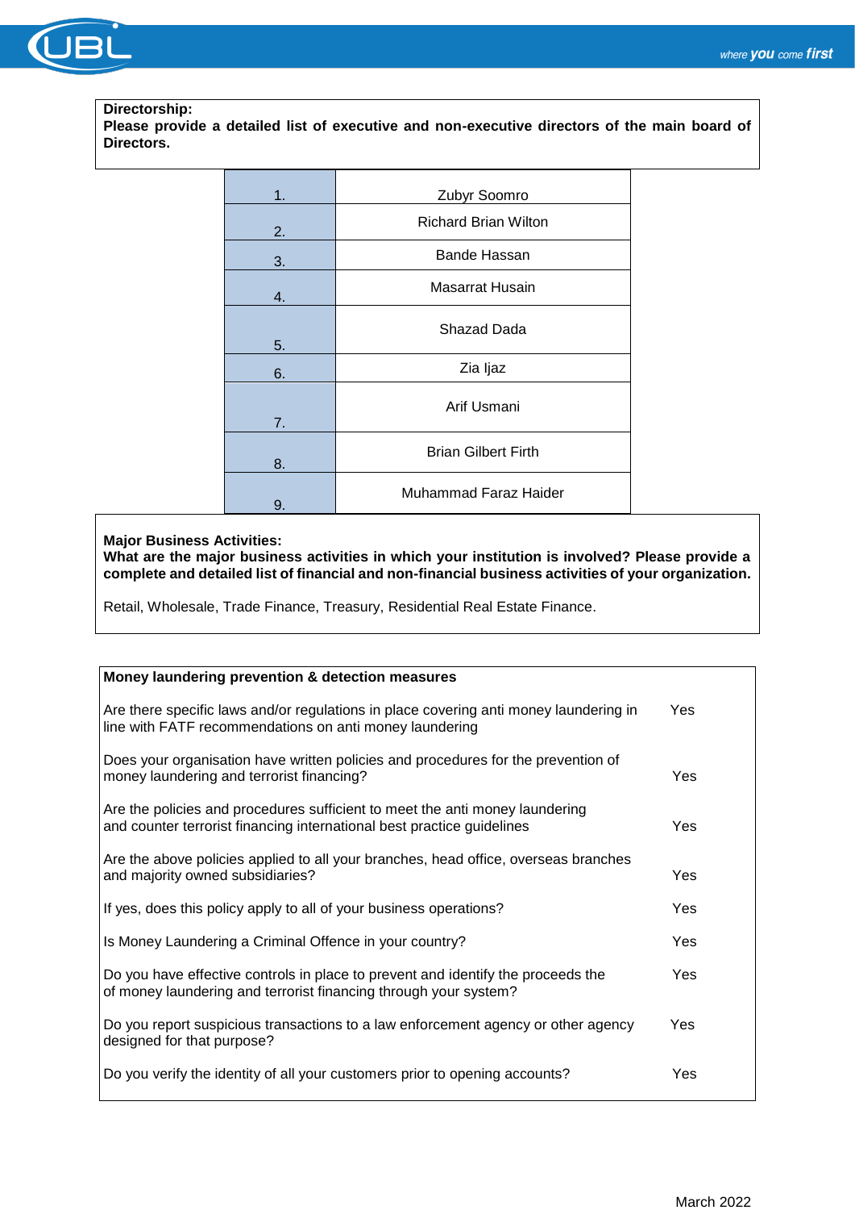**Directorship:**
**Please provide a detailed list of executive and non-executive directors of the main board of Directors.**

| | |
|---|---|
| 1. | Zubyr Soomro |
| 2. | Richard Brian Wilton |
| 3. | Bande Hassan |
| 4. | Masarrat Husain |
| 5. | Shazad Dada |
| 6. | Zia Ijaz |
| 7. | Arif Usmani |
| 8. | Brian Gilbert Firth |
| 9. | Muhammad Faraz Haider |

**Major Business Activities:**
**What are the major business activities in which your institution is involved? Please provide a complete and detailed list of financial and non-financial business activities of your organization.**

Retail, Wholesale, Trade Finance, Treasury, Residential Real Estate Finance.

| **Money laundering prevention & detection measures** | |
|---|---|
| Are there specific laws and/or regulations in place covering anti money laundering in line with FATF recommendations on anti money laundering | Yes |
| Does your organisation have written policies and procedures for the prevention of money laundering and terrorist financing? | Yes |
| Are the policies and procedures sufficient to meet the anti money laundering and counter terrorist financing international best practice guidelines | Yes |
| Are the above policies applied to all your branches, head office, overseas branches and majority owned subsidiaries? | Yes |
| If yes, does this policy apply to all of your business operations? | Yes |
| Is Money Laundering a Criminal Offence in your country? | Yes |
| Do you have effective controls in place to prevent and identify the proceeds the of money laundering and terrorist financing through your system? | Yes |
| Do you report suspicious transactions to a law enforcement agency or other agency designed for that purpose? | Yes |
| Do you verify the identity of all your customers prior to opening accounts? | Yes |

March 2022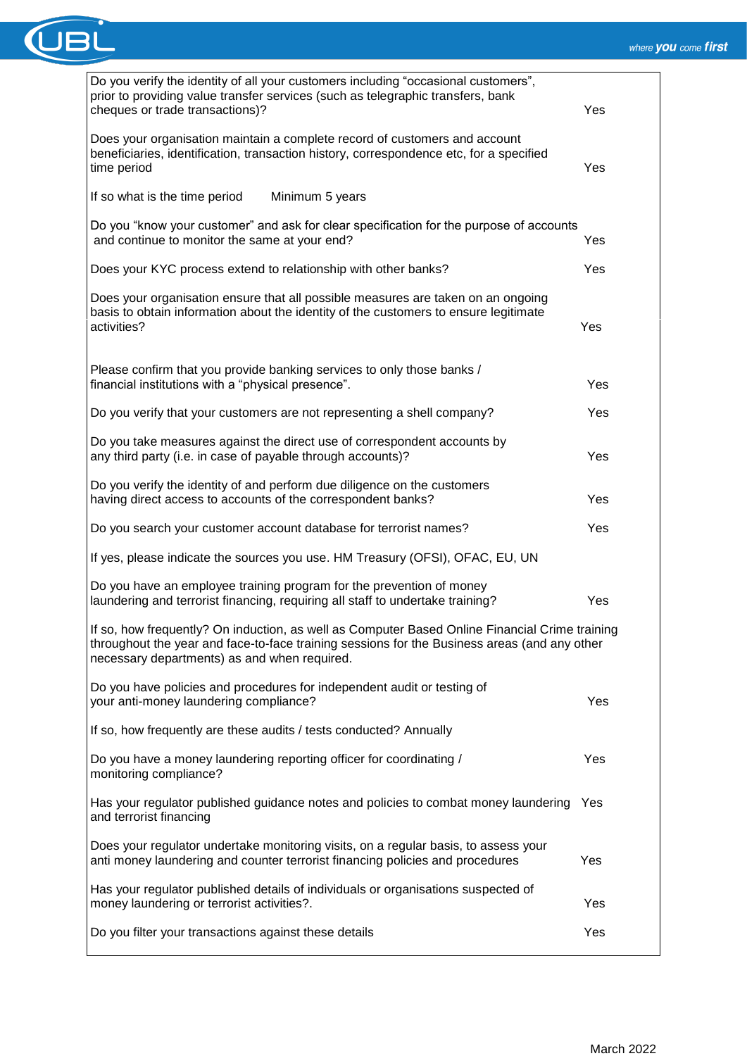| Question | Answer |
| --- | --- |
| Do you verify the identity of all your customers including "occasional customers", prior to providing value transfer services (such as telegraphic transfers, bank cheques or trade transactions)? | Yes |
| Does your organisation maintain a complete record of customers and account beneficiaries, identification, transaction history, correspondence etc, for a specified time period | Yes |
| If so what is the time period Minimum 5 years | |
| Do you "know your customer" and ask for clear specification for the purpose of accounts and continue to monitor the same at your end? | Yes |
| Does your KYC process extend to relationship with other banks? | Yes |
| Does your organisation ensure that all possible measures are taken on an ongoing basis to obtain information about the identity of the customers to ensure legitimate activities? | Yes |
| Please confirm that you provide banking services to only those banks / financial institutions with a "physical presence". | Yes |
| Do you verify that your customers are not representing a shell company? | Yes |
| Do you take measures against the direct use of correspondent accounts by any third party (i.e. in case of payable through accounts)? | Yes |
| Do you verify the identity of and perform due diligence on the customers having direct access to accounts of the correspondent banks? | Yes |
| Do you search your customer account database for terrorist names? | Yes |
| If yes, please indicate the sources you use. HM Treasury (OFSI), OFAC, EU, UN | |
| Do you have an employee training program for the prevention of money laundering and terrorist financing, requiring all staff to undertake training? | Yes |
| If so, how frequently? On induction, as well as Computer Based Online Financial Crime training throughout the year and face-to-face training sessions for the Business areas (and any other necessary departments) as and when required. | |
| Do you have policies and procedures for independent audit or testing of your anti-money laundering compliance? | Yes |
| If so, how frequently are these audits / tests conducted? Annually | |
| Do you have a money laundering reporting officer for coordinating / monitoring compliance? | Yes |
| Has your regulator published guidance notes and policies to combat money laundering and terrorist financing | Yes |
| Does your regulator undertake monitoring visits, on a regular basis, to assess your anti money laundering and counter terrorist financing policies and procedures | Yes |
| Has your regulator published details of individuals or organisations suspected of money laundering or terrorist activities?. | Yes |
| Do you filter your transactions against these details | Yes |

March 2022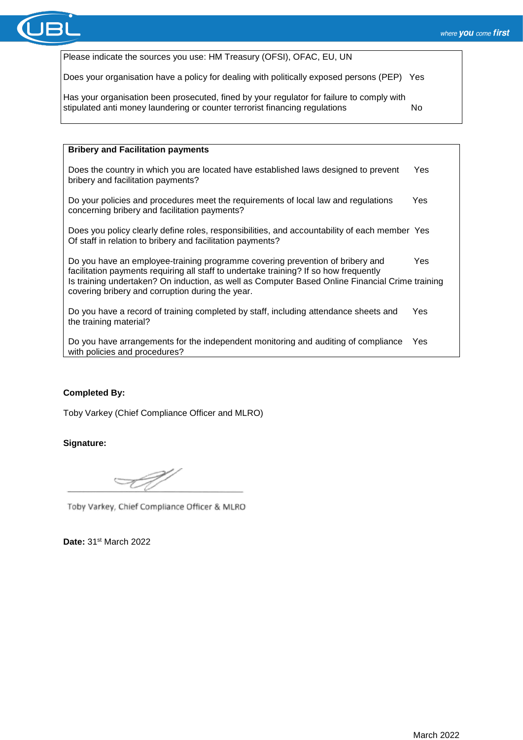Please indicate the sources you use: HM Treasury (OFSI), OFAC, EU, UN

Does your organisation have a policy for dealing with politically exposed persons (PEP) Yes

Has your organisation been prosecuted, fined by your regulator for failure to comply with stipulated anti money laundering or counter terrorist financing regulations No

**Bribery and Facilitation payments**

| | |
|---|---|
| Does the country in which you are located have established laws designed to prevent bribery and facilitation payments? | Yes |
| Do your policies and procedures meet the requirements of local law and regulations concerning bribery and facilitation payments? | Yes |
| Does you policy clearly define roles, responsibilities, and accountability of each member Of staff in relation to bribery and facilitation payments? | Yes |
| Do you have an employee-training programme covering prevention of bribery and facilitation payments requiring all staff to undertake training? If so how frequently Is training undertaken? On induction, as well as Computer Based Online Financial Crime training covering bribery and corruption during the year. | Yes |
| Do you have a record of training completed by staff, including attendance sheets and the training material? | Yes |
| Do you have arrangements for the independent monitoring and auditing of compliance with policies and procedures? | Yes |

**Completed By:**

Toby Varkey (Chief Compliance Officer and MLRO)

**Signature:**

Toby Varkey, Chief Compliance Officer & MLRO

**Date:** 31st March 2022